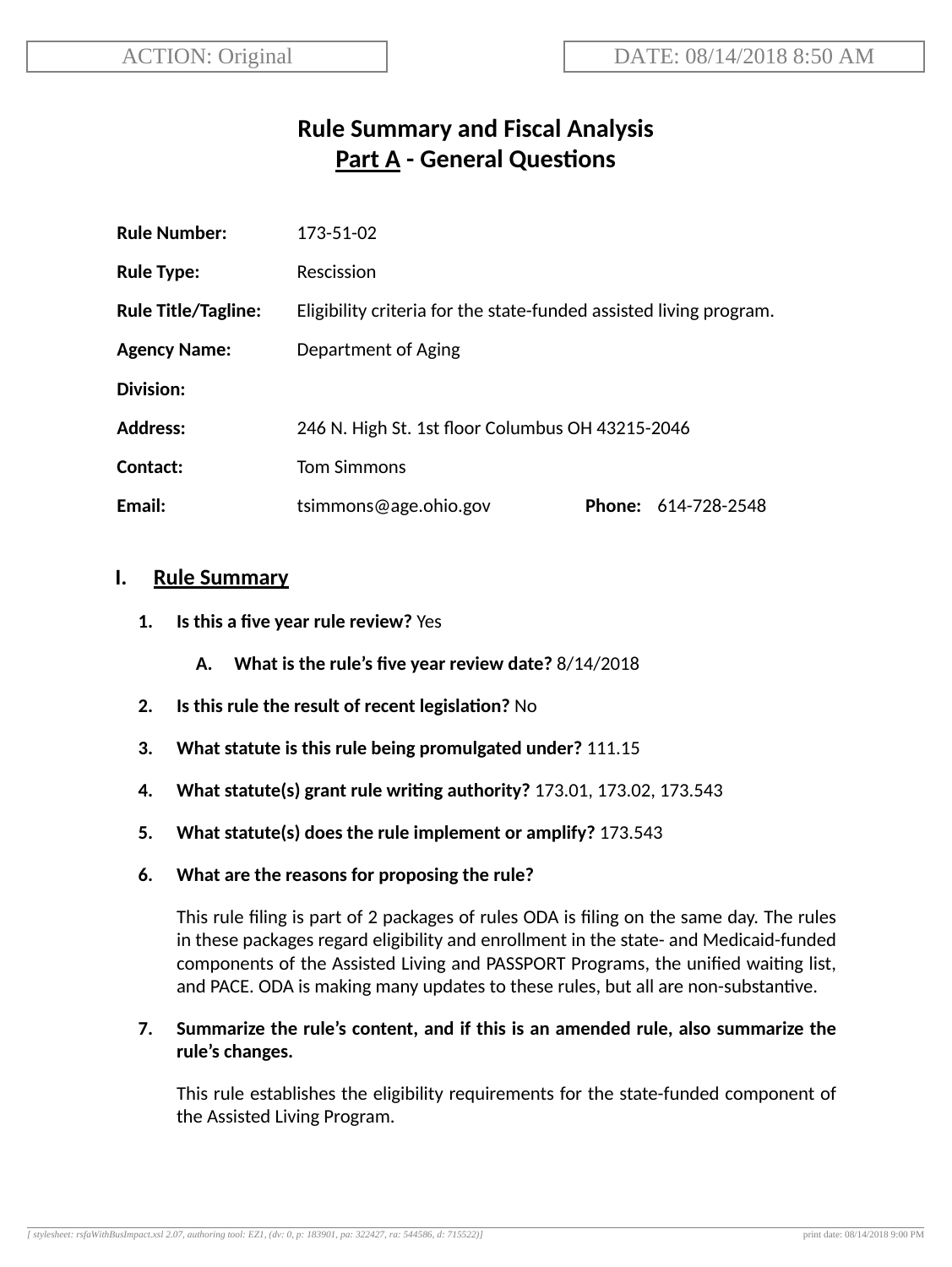ACTION: Original

DATE: 08/14/2018 8:50 AM

# Rule Summary and Fiscal Analysis
## Part A - General Questions

**Rule Number:** 173-51-02

**Rule Type:** Rescission

**Rule Title/Tagline:** Eligibility criteria for the state-funded assisted living program.

**Agency Name:** Department of Aging

**Division:**

**Address:** 246 N. High St. 1st floor Columbus OH 43215-2046

**Contact:** Tom Simmons

**Email:** tsimmons@age.ohio.gov **Phone:** 614-728-2548

## I. Rule Summary

1. **Is this a five year rule review?** Yes

   A. **What is the rule's five year review date?** 8/14/2018

2. **Is this rule the result of recent legislation?** No

3. **What statute is this rule being promulgated under?** 111.15

4. **What statute(s) grant rule writing authority?** 173.01, 173.02, 173.543

5. **What statute(s) does the rule implement or amplify?** 173.543

6. **What are the reasons for proposing the rule?**

   This rule filing is part of 2 packages of rules ODA is filing on the same day. The rules in these packages regard eligibility and enrollment in the state- and Medicaid-funded components of the Assisted Living and PASSPORT Programs, the unified waiting list, and PACE. ODA is making many updates to these rules, but all are non-substantive.

7. **Summarize the rule's content, and if this is an amended rule, also summarize the rule's changes.**

   This rule establishes the eligibility requirements for the state-funded component of the Assisted Living Program.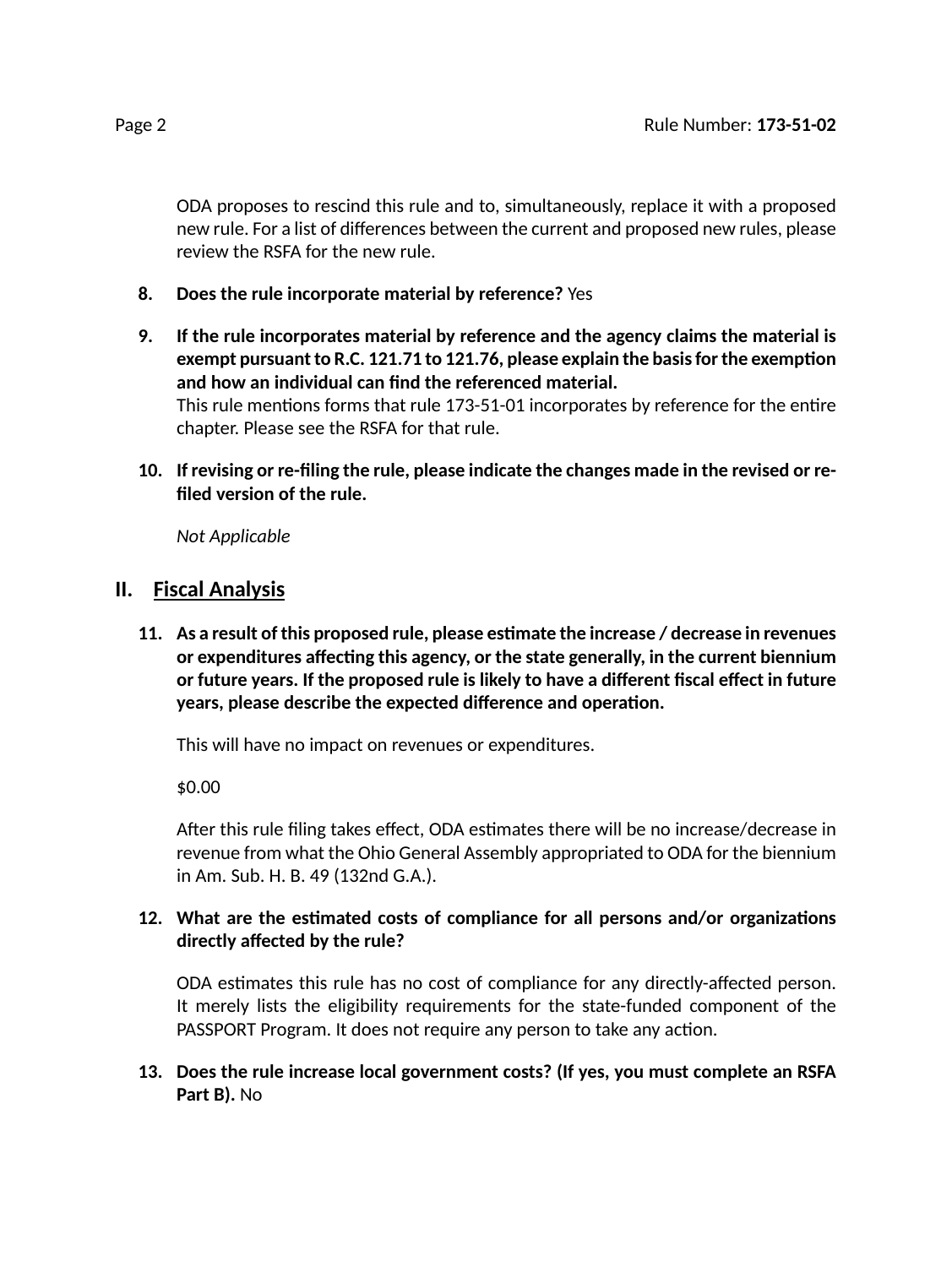ODA proposes to rescind this rule and to, simultaneously, replace it with a proposed new rule. For a list of differences between the current and proposed new rules, please review the RSFA for the new rule.

8. **Does the rule incorporate material by reference?** Yes

9. **If the rule incorporates material by reference and the agency claims the material is exempt pursuant to R.C. 121.71 to 121.76, please explain the basis for the exemption and how an individual can find the referenced material.**
   This rule mentions forms that rule 173-51-01 incorporates by reference for the entire chapter. Please see the RSFA for that rule.

10. **If revising or re-filing the rule, please indicate the changes made in the revised or re-filed version of the rule.**

    *Not Applicable*

## II. Fiscal Analysis

11. **As a result of this proposed rule, please estimate the increase / decrease in revenues or expenditures affecting this agency, or the state generally, in the current biennium or future years. If the proposed rule is likely to have a different fiscal effect in future years, please describe the expected difference and operation.**

    This will have no impact on revenues or expenditures.

    $0.00

    After this rule filing takes effect, ODA estimates there will be no increase/decrease in revenue from what the Ohio General Assembly appropriated to ODA for the biennium in Am. Sub. H. B. 49 (132nd G.A.).

12. **What are the estimated costs of compliance for all persons and/or organizations directly affected by the rule?**

    ODA estimates this rule has no cost of compliance for any directly-affected person. It merely lists the eligibility requirements for the state-funded component of the PASSPORT Program. It does not require any person to take any action.

13. **Does the rule increase local government costs? (If yes, you must complete an RSFA Part B).** No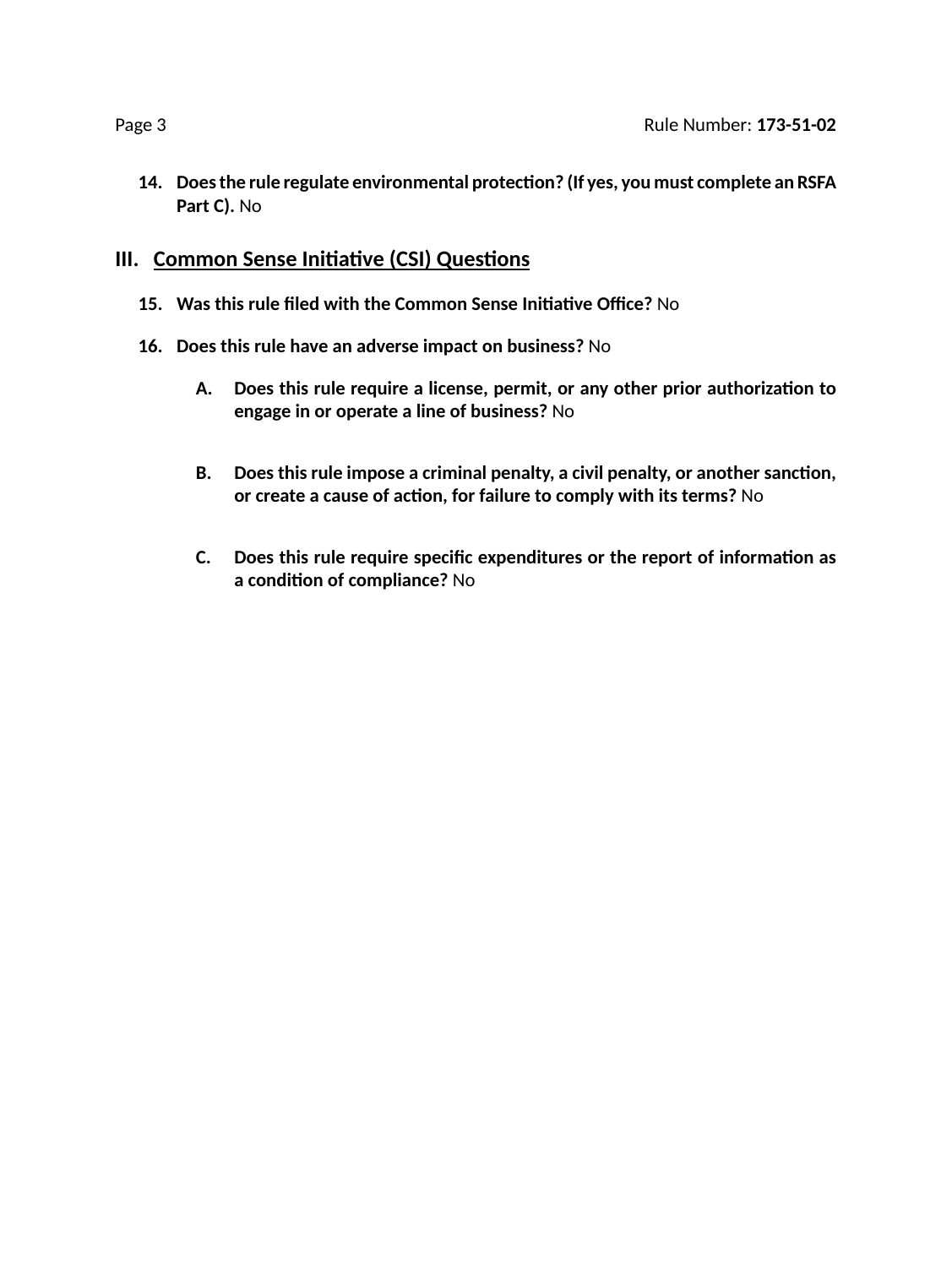14. **Does the rule regulate environmental protection? (If yes, you must complete an RSFA Part C).** No

## III. Common Sense Initiative (CSI) Questions

15. **Was this rule filed with the Common Sense Initiative Office?** No

16. **Does this rule have an adverse impact on business?** No

    A. **Does this rule require a license, permit, or any other prior authorization to engage in or operate a line of business?** No

    B. **Does this rule impose a criminal penalty, a civil penalty, or another sanction, or create a cause of action, for failure to comply with its terms?** No

    C. **Does this rule require specific expenditures or the report of information as a condition of compliance?** No